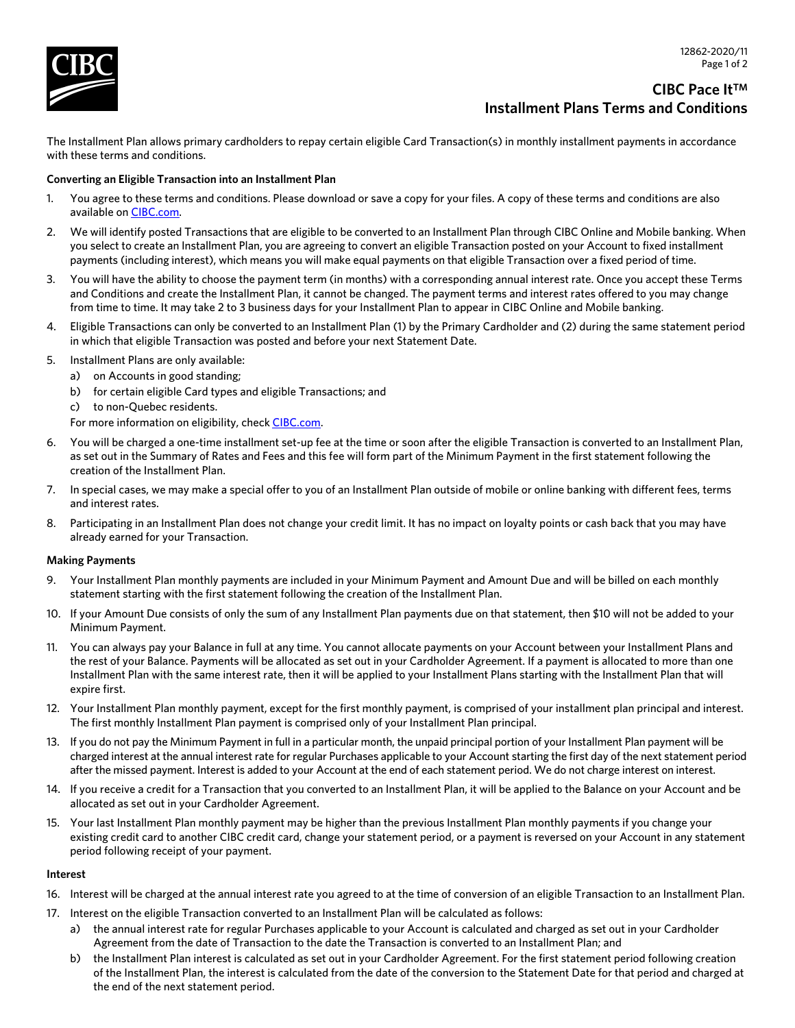# CIBC Pace It™ Installment Plans Terms and Conditions

The Installment Plan allows primary cardholders to repay certain eligible Card Transaction(s) in monthly installment payments in accordance with these terms and conditions.

**Converting an Eligible Transaction into an Installment Plan**

1. You agree to these terms and conditions. Please download or save a copy for your files. A copy of these terms and conditions are also available on CIBC.com.
2. We will identify posted Transactions that are eligible to be converted to an Installment Plan through CIBC Online and Mobile banking. When you select to create an Installment Plan, you are agreeing to convert an eligible Transaction posted on your Account to fixed installment payments (including interest), which means you will make equal payments on that eligible Transaction over a fixed period of time.
3. You will have the ability to choose the payment term (in months) with a corresponding annual interest rate. Once you accept these Terms and Conditions and create the Installment Plan, it cannot be changed. The payment terms and interest rates offered to you may change from time to time. It may take 2 to 3 business days for your Installment Plan to appear in CIBC Online and Mobile banking.
4. Eligible Transactions can only be converted to an Installment Plan (1) by the Primary Cardholder and (2) during the same statement period in which that eligible Transaction was posted and before your next Statement Date.
5. Installment Plans are only available:
   a) on Accounts in good standing;
   b) for certain eligible Card types and eligible Transactions; and
   c) to non-Quebec residents.

   For more information on eligibility, check CIBC.com.
6. You will be charged a one-time installment set-up fee at the time or soon after the eligible Transaction is converted to an Installment Plan, as set out in the Summary of Rates and Fees and this fee will form part of the Minimum Payment in the first statement following the creation of the Installment Plan.
7. In special cases, we may make a special offer to you of an Installment Plan outside of mobile or online banking with different fees, terms and interest rates.
8. Participating in an Installment Plan does not change your credit limit. It has no impact on loyalty points or cash back that you may have already earned for your Transaction.

**Making Payments**

9. Your Installment Plan monthly payments are included in your Minimum Payment and Amount Due and will be billed on each monthly statement starting with the first statement following the creation of the Installment Plan.
10. If your Amount Due consists of only the sum of any Installment Plan payments due on that statement, then $10 will not be added to your Minimum Payment.
11. You can always pay your Balance in full at any time. You cannot allocate payments on your Account between your Installment Plans and the rest of your Balance. Payments will be allocated as set out in your Cardholder Agreement. If a payment is allocated to more than one Installment Plan with the same interest rate, then it will be applied to your Installment Plans starting with the Installment Plan that will expire first.
12. Your Installment Plan monthly payment, except for the first monthly payment, is comprised of your installment plan principal and interest. The first monthly Installment Plan payment is comprised only of your Installment Plan principal.
13. If you do not pay the Minimum Payment in full in a particular month, the unpaid principal portion of your Installment Plan payment will be charged interest at the annual interest rate for regular Purchases applicable to your Account starting the first day of the next statement period after the missed payment. Interest is added to your Account at the end of each statement period. We do not charge interest on interest.
14. If you receive a credit for a Transaction that you converted to an Installment Plan, it will be applied to the Balance on your Account and be allocated as set out in your Cardholder Agreement.
15. Your last Installment Plan monthly payment may be higher than the previous Installment Plan monthly payments if you change your existing credit card to another CIBC credit card, change your statement period, or a payment is reversed on your Account in any statement period following receipt of your payment.

**Interest**

16. Interest will be charged at the annual interest rate you agreed to at the time of conversion of an eligible Transaction to an Installment Plan.
17. Interest on the eligible Transaction converted to an Installment Plan will be calculated as follows:
    a) the annual interest rate for regular Purchases applicable to your Account is calculated and charged as set out in your Cardholder Agreement from the date of Transaction to the date the Transaction is converted to an Installment Plan; and
    b) the Installment Plan interest is calculated as set out in your Cardholder Agreement. For the first statement period following creation of the Installment Plan, the interest is calculated from the date of the conversion to the Statement Date for that period and charged at the end of the next statement period.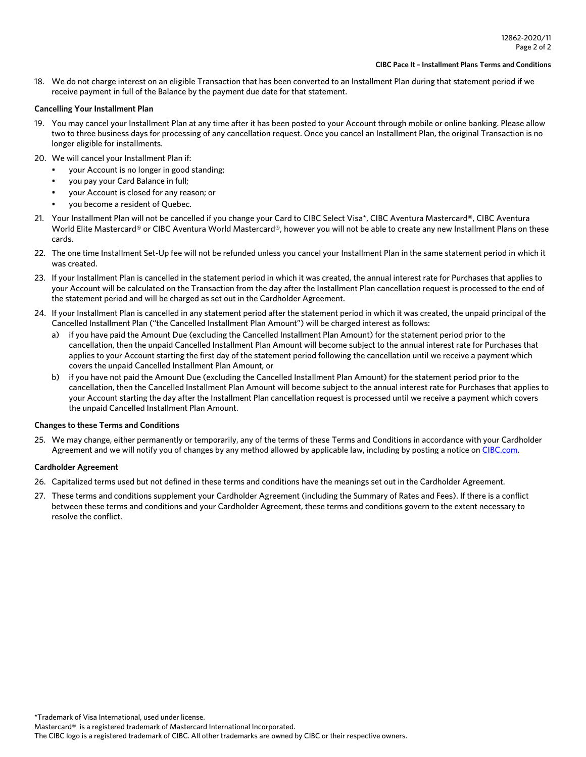18. We do not charge interest on an eligible Transaction that has been converted to an Installment Plan during that statement period if we receive payment in full of the Balance by the payment due date for that statement.

**Cancelling Your Installment Plan**

19. You may cancel your Installment Plan at any time after it has been posted to your Account through mobile or online banking. Please allow two to three business days for processing of any cancellation request. Once you cancel an Installment Plan, the original Transaction is no longer eligible for installments.
20. We will cancel your Installment Plan if:
    - your Account is no longer in good standing;
    - you pay your Card Balance in full;
    - your Account is closed for any reason; or
    - you become a resident of Quebec.
21. Your Installment Plan will not be cancelled if you change your Card to CIBC Select Visa*, CIBC Aventura Mastercard®, CIBC Aventura World Elite Mastercard® or CIBC Aventura World Mastercard®, however you will not be able to create any new Installment Plans on these cards.
22. The one time Installment Set-Up fee will not be refunded unless you cancel your Installment Plan in the same statement period in which it was created.
23. If your Installment Plan is cancelled in the statement period in which it was created, the annual interest rate for Purchases that applies to your Account will be calculated on the Transaction from the day after the Installment Plan cancellation request is processed to the end of the statement period and will be charged as set out in the Cardholder Agreement.
24. If your Installment Plan is cancelled in any statement period after the statement period in which it was created, the unpaid principal of the Cancelled Installment Plan ("the Cancelled Installment Plan Amount") will be charged interest as follows:
    a) if you have paid the Amount Due (excluding the Cancelled Installment Plan Amount) for the statement period prior to the cancellation, then the unpaid Cancelled Installment Plan Amount will become subject to the annual interest rate for Purchases that applies to your Account starting the first day of the statement period following the cancellation until we receive a payment which covers the unpaid Cancelled Installment Plan Amount, or
    b) if you have not paid the Amount Due (excluding the Cancelled Installment Plan Amount) for the statement period prior to the cancellation, then the Cancelled Installment Plan Amount will become subject to the annual interest rate for Purchases that applies to your Account starting the day after the Installment Plan cancellation request is processed until we receive a payment which covers the unpaid Cancelled Installment Plan Amount.

**Changes to these Terms and Conditions**

25. We may change, either permanently or temporarily, any of the terms of these Terms and Conditions in accordance with your Cardholder Agreement and we will notify you of changes by any method allowed by applicable law, including by posting a notice on CIBC.com.

**Cardholder Agreement**

26. Capitalized terms used but not defined in these terms and conditions have the meanings set out in the Cardholder Agreement.
27. These terms and conditions supplement your Cardholder Agreement (including the Summary of Rates and Fees). If there is a conflict between these terms and conditions and your Cardholder Agreement, these terms and conditions govern to the extent necessary to resolve the conflict.

*Trademark of Visa International, used under license.
Mastercard® is a registered trademark of Mastercard International Incorporated.
The CIBC logo is a registered trademark of CIBC. All other trademarks are owned by CIBC or their respective owners.